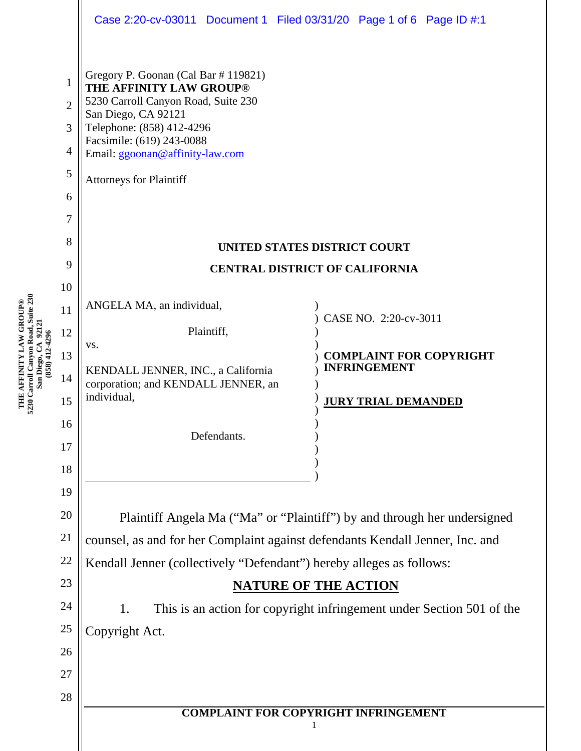Gregory P. Goonan (Cal Bar # 119821)
**THE AFFINITY LAW GROUP®**
5230 Carroll Canyon Road, Suite 230
San Diego, CA 92121
Telephone: (858) 412-4296
Facsimile: (619) 243-0088
Email: ggoonan@affinity-law.com

Attorneys for Plaintiff

**UNITED STATES DISTRICT COURT**

**CENTRAL DISTRICT OF CALIFORNIA**

| | |
|---|---|
| ANGELA MA, an individual,<br><br>Plaintiff,<br><br>vs.<br><br>KENDALL JENNER, INC., a California corporation; and KENDALL JENNER, an individual,<br><br>Defendants. | CASE NO. 2:20-cv-3011<br><br>**COMPLAINT FOR COPYRIGHT INFRINGEMENT**<br><br>**JURY TRIAL DEMANDED** |

Plaintiff Angela Ma ("Ma" or "Plaintiff") by and through her undersigned counsel, as and for her Complaint against defendants Kendall Jenner, Inc. and Kendall Jenner (collectively "Defendant") hereby alleges as follows:

## NATURE OF THE ACTION

1. This is an action for copyright infringement under Section 501 of the Copyright Act.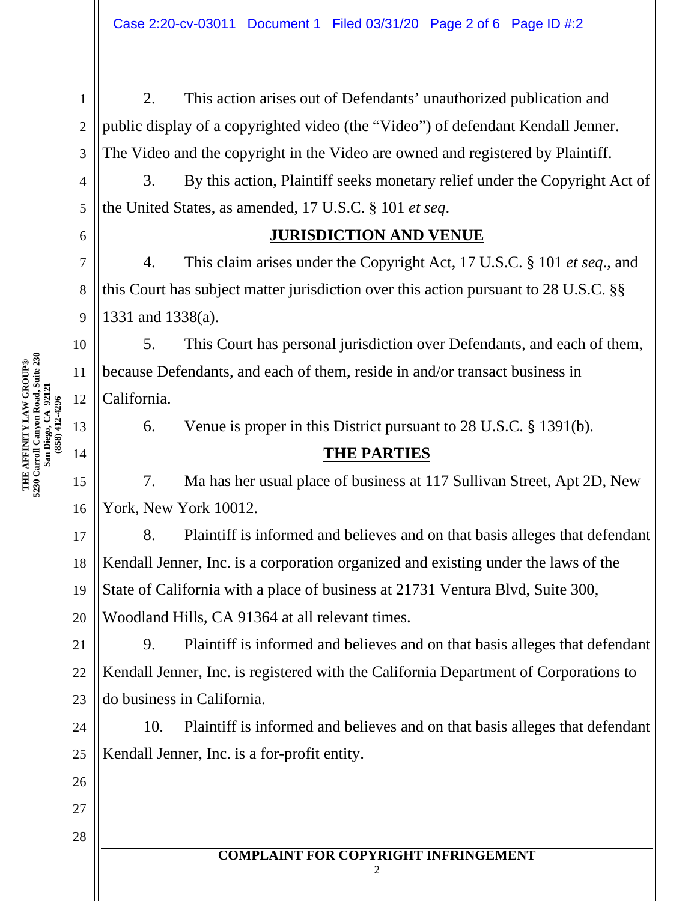2. This action arises out of Defendants' unauthorized publication and public display of a copyrighted video (the "Video") of defendant Kendall Jenner. The Video and the copyright in the Video are owned and registered by Plaintiff.

3. By this action, Plaintiff seeks monetary relief under the Copyright Act of the United States, as amended, 17 U.S.C. § 101 *et seq*.

## JURISDICTION AND VENUE

4. This claim arises under the Copyright Act, 17 U.S.C. § 101 *et seq*., and this Court has subject matter jurisdiction over this action pursuant to 28 U.S.C. §§ 1331 and 1338(a).

5. This Court has personal jurisdiction over Defendants, and each of them, because Defendants, and each of them, reside in and/or transact business in California.

6. Venue is proper in this District pursuant to 28 U.S.C. § 1391(b).

## THE PARTIES

7. Ma has her usual place of business at 117 Sullivan Street, Apt 2D, New York, New York 10012.

8. Plaintiff is informed and believes and on that basis alleges that defendant Kendall Jenner, Inc. is a corporation organized and existing under the laws of the State of California with a place of business at 21731 Ventura Blvd, Suite 300, Woodland Hills, CA 91364 at all relevant times.

9. Plaintiff is informed and believes and on that basis alleges that defendant Kendall Jenner, Inc. is registered with the California Department of Corporations to do business in California.

10. Plaintiff is informed and believes and on that basis alleges that defendant Kendall Jenner, Inc. is a for-profit entity.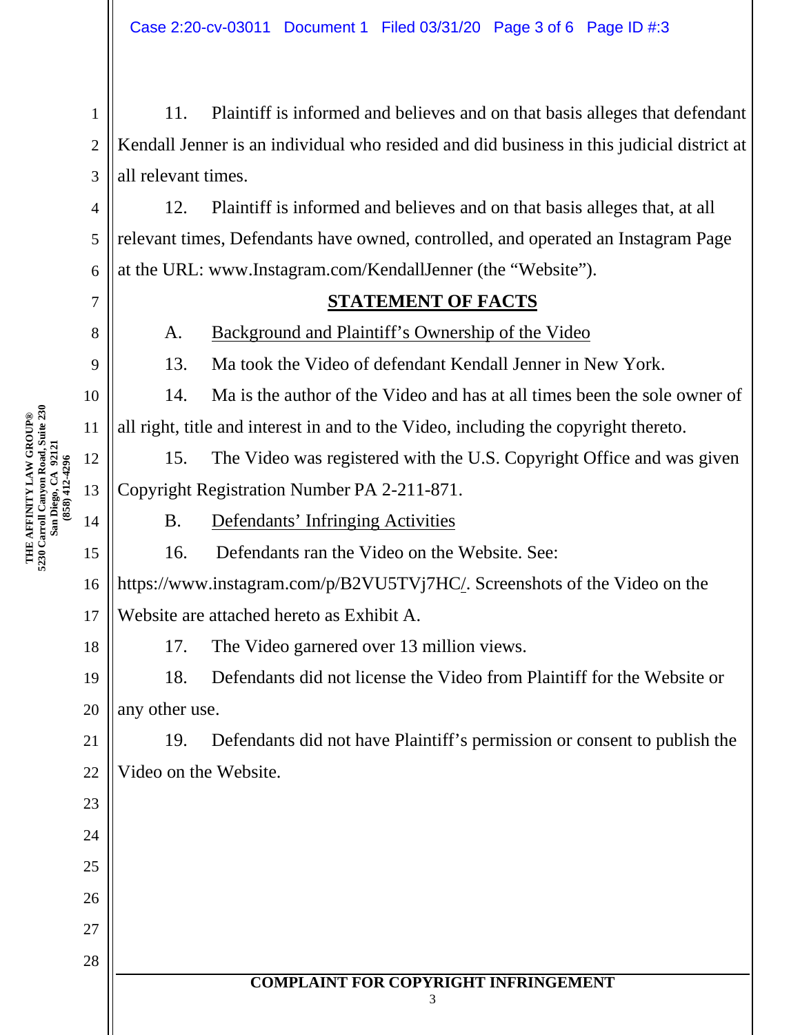11. Plaintiff is informed and believes and on that basis alleges that defendant Kendall Jenner is an individual who resided and did business in this judicial district at all relevant times.

12. Plaintiff is informed and believes and on that basis alleges that, at all relevant times, Defendants have owned, controlled, and operated an Instagram Page at the URL: www.Instagram.com/KendallJenner (the "Website").

## STATEMENT OF FACTS

A. Background and Plaintiff's Ownership of the Video

13. Ma took the Video of defendant Kendall Jenner in New York.

14. Ma is the author of the Video and has at all times been the sole owner of all right, title and interest in and to the Video, including the copyright thereto.

15. The Video was registered with the U.S. Copyright Office and was given Copyright Registration Number PA 2-211-871.

B. Defendants' Infringing Activities

16. Defendants ran the Video on the Website. See: https://www.instagram.com/p/B2VU5TVj7HC/. Screenshots of the Video on the Website are attached hereto as Exhibit A.

17. The Video garnered over 13 million views.

18. Defendants did not license the Video from Plaintiff for the Website or any other use.

19. Defendants did not have Plaintiff's permission or consent to publish the Video on the Website.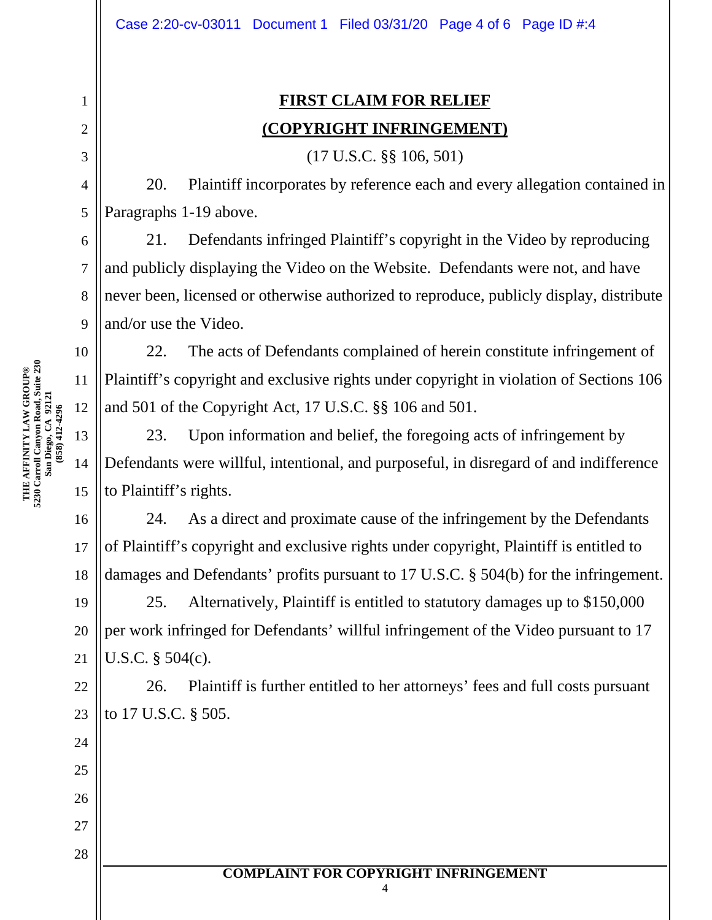## FIRST CLAIM FOR RELIEF

## (COPYRIGHT INFRINGEMENT)

(17 U.S.C. §§ 106, 501)

20. Plaintiff incorporates by reference each and every allegation contained in Paragraphs 1-19 above.

21. Defendants infringed Plaintiff's copyright in the Video by reproducing and publicly displaying the Video on the Website. Defendants were not, and have never been, licensed or otherwise authorized to reproduce, publicly display, distribute and/or use the Video.

22. The acts of Defendants complained of herein constitute infringement of Plaintiff's copyright and exclusive rights under copyright in violation of Sections 106 and 501 of the Copyright Act, 17 U.S.C. §§ 106 and 501.

23. Upon information and belief, the foregoing acts of infringement by Defendants were willful, intentional, and purposeful, in disregard of and indifference to Plaintiff's rights.

24. As a direct and proximate cause of the infringement by the Defendants of Plaintiff's copyright and exclusive rights under copyright, Plaintiff is entitled to damages and Defendants' profits pursuant to 17 U.S.C. § 504(b) for the infringement.

25. Alternatively, Plaintiff is entitled to statutory damages up to $150,000 per work infringed for Defendants' willful infringement of the Video pursuant to 17 U.S.C. § 504(c).

26. Plaintiff is further entitled to her attorneys' fees and full costs pursuant to 17 U.S.C. § 505.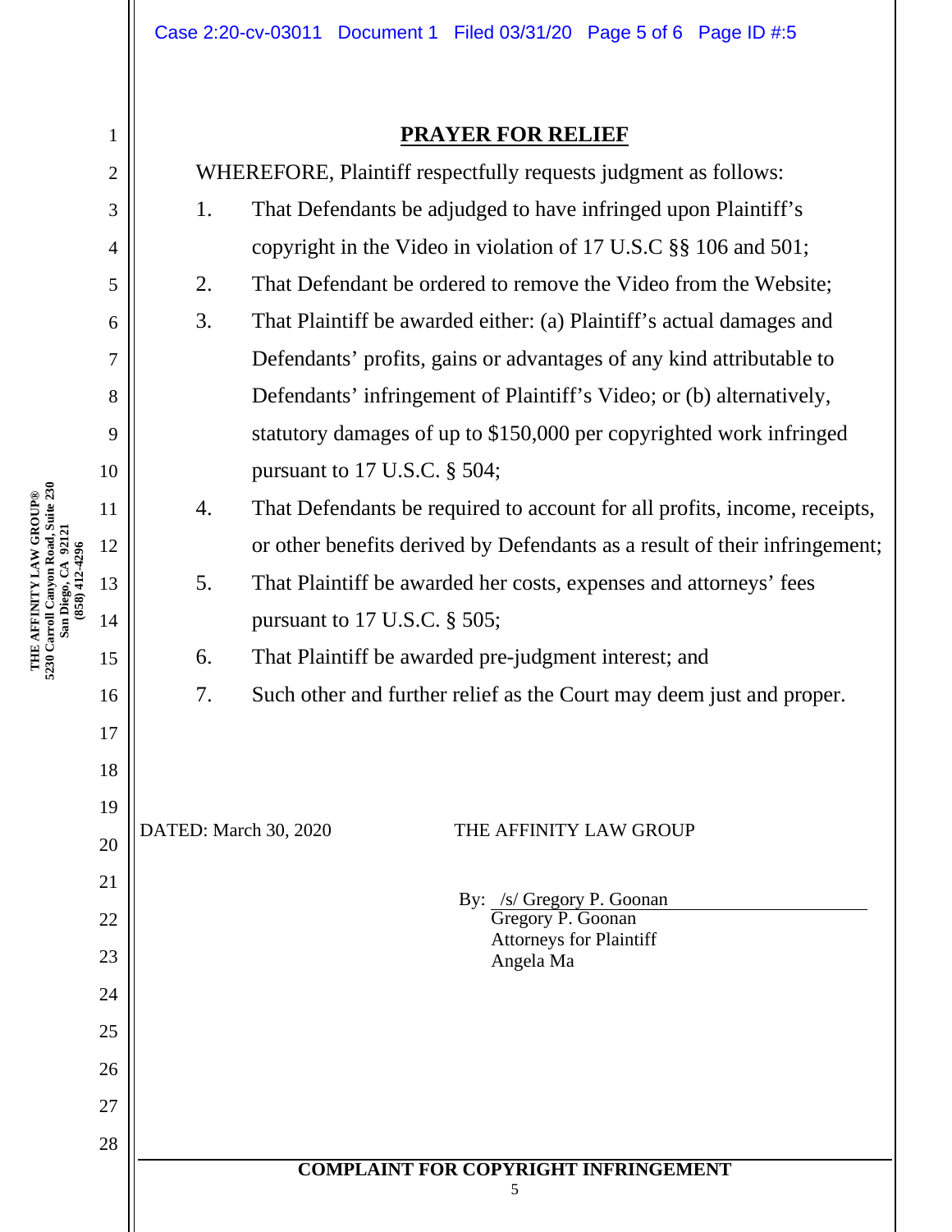## PRAYER FOR RELIEF

WHEREFORE, Plaintiff respectfully requests judgment as follows:

1. That Defendants be adjudged to have infringed upon Plaintiff's copyright in the Video in violation of 17 U.S.C §§ 106 and 501;
2. That Defendant be ordered to remove the Video from the Website;
3. That Plaintiff be awarded either: (a) Plaintiff's actual damages and Defendants' profits, gains or advantages of any kind attributable to Defendants' infringement of Plaintiff's Video; or (b) alternatively, statutory damages of up to $150,000 per copyrighted work infringed pursuant to 17 U.S.C. § 504;
4. That Defendants be required to account for all profits, income, receipts, or other benefits derived by Defendants as a result of their infringement;
5. That Plaintiff be awarded her costs, expenses and attorneys' fees pursuant to 17 U.S.C. § 505;
6. That Plaintiff be awarded pre-judgment interest; and
7. Such other and further relief as the Court may deem just and proper.

DATED: March 30, 2020

THE AFFINITY LAW GROUP

By: /s/ Gregory P. Goonan
Gregory P. Goonan
Attorneys for Plaintiff
Angela Ma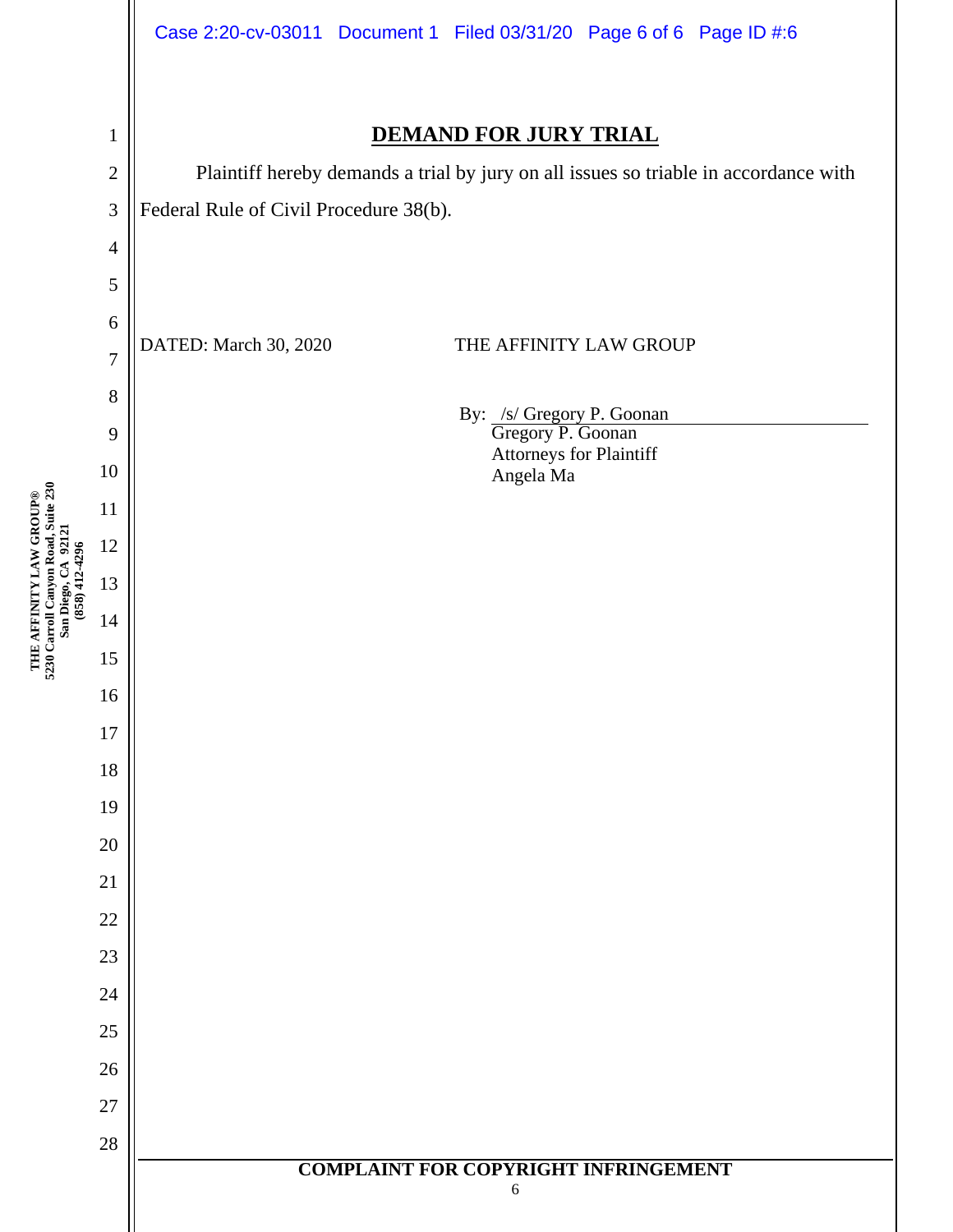## DEMAND FOR JURY TRIAL

Plaintiff hereby demands a trial by jury on all issues so triable in accordance with Federal Rule of Civil Procedure 38(b).

DATED: March 30, 2020

THE AFFINITY LAW GROUP

By: /s/ Gregory P. Goonan
Gregory P. Goonan
Attorneys for Plaintiff
Angela Ma